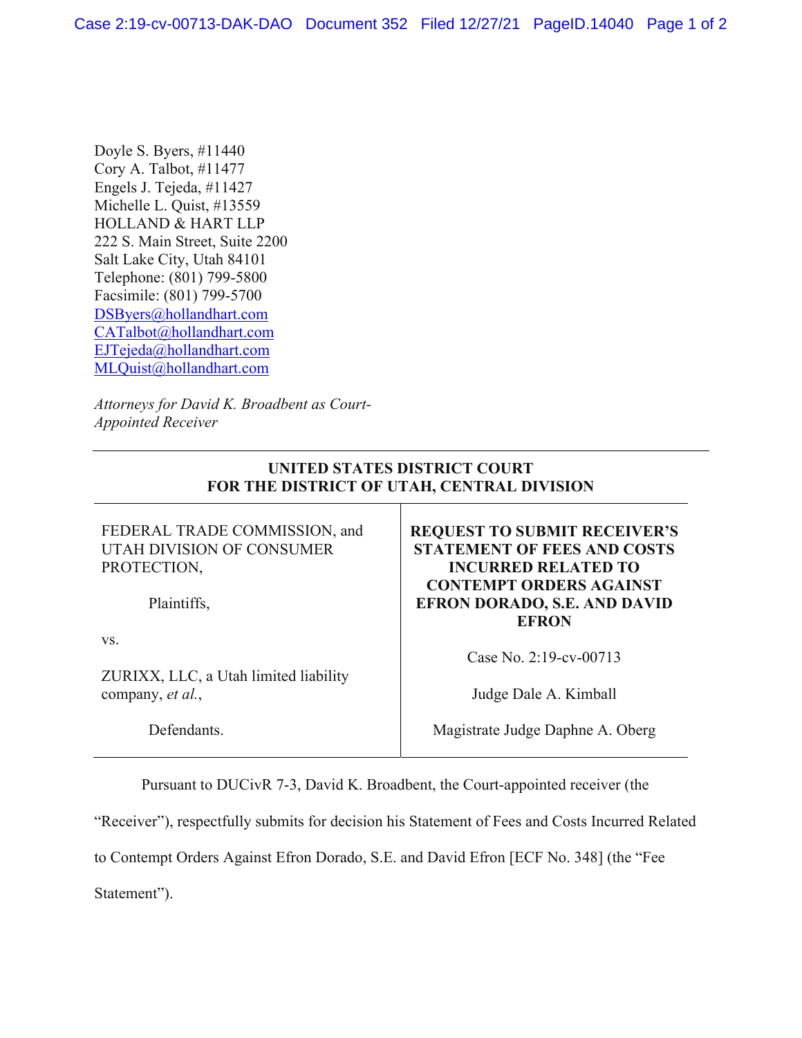Doyle S. Byers, #11440
Cory A. Talbot, #11477
Engels J. Tejeda, #11427
Michelle L. Quist, #13559
HOLLAND & HART LLP
222 S. Main Street, Suite 2200
Salt Lake City, Utah 84101
Telephone: (801) 799-5800
Facsimile: (801) 799-5700
DSByers@hollandhart.com
CATalbot@hollandhart.com
EJTejeda@hollandhart.com
MLQuist@hollandhart.com

*Attorneys for David K. Broadbent as Court-Appointed Receiver*

**UNITED STATES DISTRICT COURT**
**FOR THE DISTRICT OF UTAH, CENTRAL DIVISION**

| | |
|---|---|
| FEDERAL TRADE COMMISSION, and UTAH DIVISION OF CONSUMER PROTECTION,<br><br>Plaintiffs,<br><br>vs.<br><br>ZURIXX, LLC, a Utah limited liability company, *et al.*,<br><br>Defendants. | **REQUEST TO SUBMIT RECEIVER'S STATEMENT OF FEES AND COSTS INCURRED RELATED TO CONTEMPT ORDERS AGAINST EFRON DORADO, S.E. AND DAVID EFRON**<br><br>Case No. 2:19-cv-00713<br><br>Judge Dale A. Kimball<br><br>Magistrate Judge Daphne A. Oberg |

Pursuant to DUCivR 7-3, David K. Broadbent, the Court-appointed receiver (the "Receiver"), respectfully submits for decision his Statement of Fees and Costs Incurred Related to Contempt Orders Against Efron Dorado, S.E. and David Efron [ECF No. 348] (the "Fee Statement").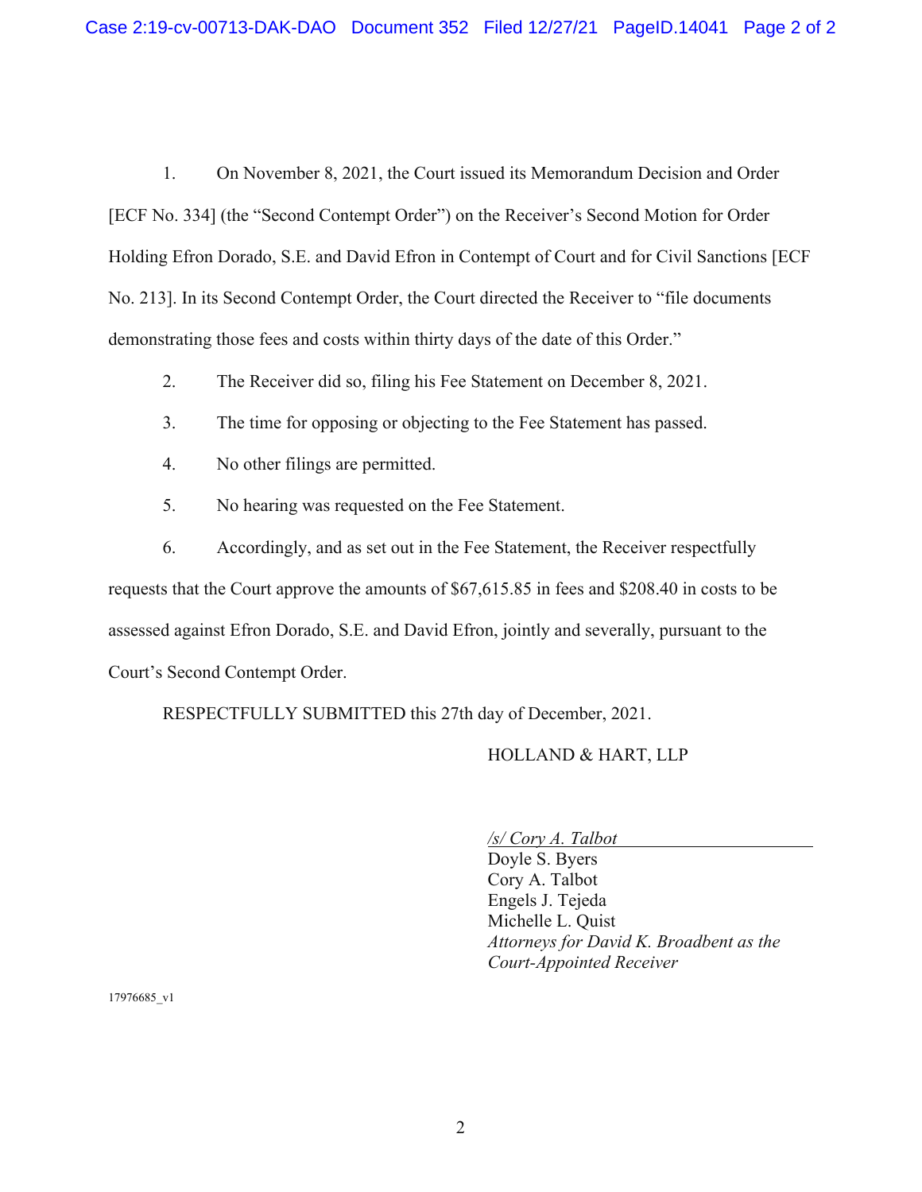1. On November 8, 2021, the Court issued its Memorandum Decision and Order [ECF No. 334] (the "Second Contempt Order") on the Receiver's Second Motion for Order Holding Efron Dorado, S.E. and David Efron in Contempt of Court and for Civil Sanctions [ECF No. 213]. In its Second Contempt Order, the Court directed the Receiver to "file documents demonstrating those fees and costs within thirty days of the date of this Order."

2. The Receiver did so, filing his Fee Statement on December 8, 2021.

3. The time for opposing or objecting to the Fee Statement has passed.

4. No other filings are permitted.

5. No hearing was requested on the Fee Statement.

6. Accordingly, and as set out in the Fee Statement, the Receiver respectfully requests that the Court approve the amounts of $67,615.85 in fees and $208.40 in costs to be assessed against Efron Dorado, S.E. and David Efron, jointly and severally, pursuant to the Court's Second Contempt Order.

RESPECTFULLY SUBMITTED this 27th day of December, 2021.

HOLLAND & HART, LLP

*/s/ Cory A. Talbot*
Doyle S. Byers
Cory A. Talbot
Engels J. Tejeda
Michelle L. Quist
*Attorneys for David K. Broadbent as the Court-Appointed Receiver*

17976685_v1